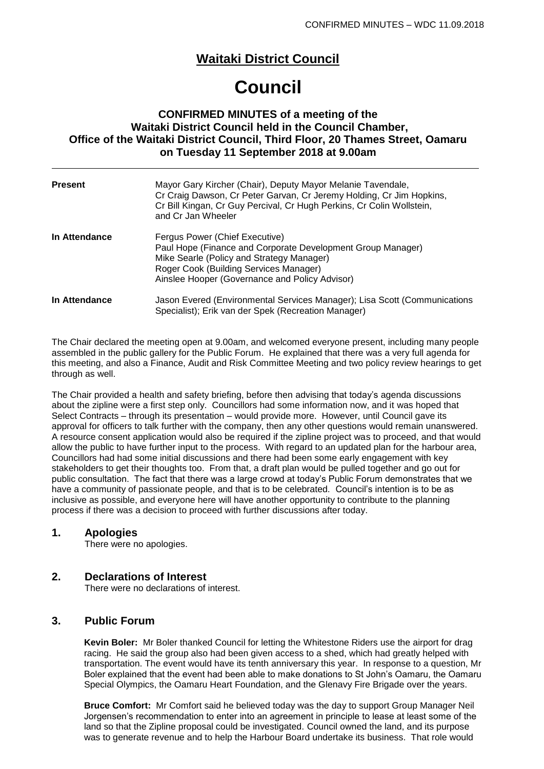# Waitaki District Council

# Council

**CONFIRMED MINUTES of a meeting of the Waitaki District Council held in the Council Chamber, Office of the Waitaki District Council, Third Floor, 20 Thames Street, Oamaru on Tuesday 11 September 2018 at 9.00am**

| | |
|---|---|
| **Present** | Mayor Gary Kircher (Chair), Deputy Mayor Melanie Tavendale, Cr Craig Dawson, Cr Peter Garvan, Cr Jeremy Holding, Cr Jim Hopkins, Cr Bill Kingan, Cr Guy Percival, Cr Hugh Perkins, Cr Colin Wollstein, and Cr Jan Wheeler |
| **In Attendance** | Fergus Power (Chief Executive)<br>Paul Hope (Finance and Corporate Development Group Manager)<br>Mike Searle (Policy and Strategy Manager)<br>Roger Cook (Building Services Manager)<br>Ainslee Hooper (Governance and Policy Advisor) |
| **In Attendance** | Jason Evered (Environmental Services Manager); Lisa Scott (Communications Specialist); Erik van der Spek (Recreation Manager) |

The Chair declared the meeting open at 9.00am, and welcomed everyone present, including many people assembled in the public gallery for the Public Forum. He explained that there was a very full agenda for this meeting, and also a Finance, Audit and Risk Committee Meeting and two policy review hearings to get through as well.

The Chair provided a health and safety briefing, before then advising that today's agenda discussions about the zipline were a first step only. Councillors had some information now, and it was hoped that Select Contracts – through its presentation – would provide more. However, until Council gave its approval for officers to talk further with the company, then any other questions would remain unanswered. A resource consent application would also be required if the zipline project was to proceed, and that would allow the public to have further input to the process. With regard to an updated plan for the harbour area, Councillors had had some initial discussions and there had been some early engagement with key stakeholders to get their thoughts too. From that, a draft plan would be pulled together and go out for public consultation. The fact that there was a large crowd at today's Public Forum demonstrates that we have a community of passionate people, and that is to be celebrated. Council's intention is to be as inclusive as possible, and everyone here will have another opportunity to contribute to the planning process if there was a decision to proceed with further discussions after today.

## 1. Apologies

There were no apologies.

## 2. Declarations of Interest

There were no declarations of interest.

## 3. Public Forum

**Kevin Boler:** Mr Boler thanked Council for letting the Whitestone Riders use the airport for drag racing. He said the group also had been given access to a shed, which had greatly helped with transportation. The event would have its tenth anniversary this year. In response to a question, Mr Boler explained that the event had been able to make donations to St John's Oamaru, the Oamaru Special Olympics, the Oamaru Heart Foundation, and the Glenavy Fire Brigade over the years.

**Bruce Comfort:** Mr Comfort said he believed today was the day to support Group Manager Neil Jorgensen's recommendation to enter into an agreement in principle to lease at least some of the land so that the Zipline proposal could be investigated. Council owned the land, and its purpose was to generate revenue and to help the Harbour Board undertake its business. That role would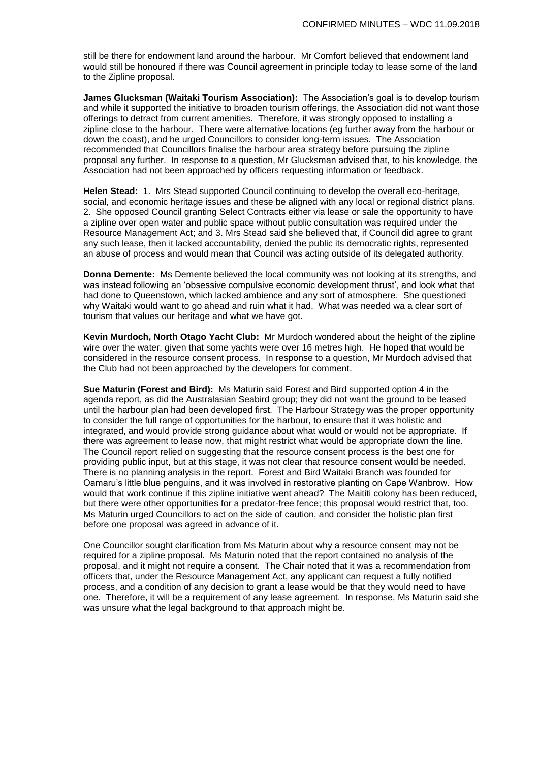still be there for endowment land around the harbour. Mr Comfort believed that endowment land would still be honoured if there was Council agreement in principle today to lease some of the land to the Zipline proposal.

**James Glucksman (Waitaki Tourism Association):** The Association's goal is to develop tourism and while it supported the initiative to broaden tourism offerings, the Association did not want those offerings to detract from current amenities. Therefore, it was strongly opposed to installing a zipline close to the harbour. There were alternative locations (eg further away from the harbour or down the coast), and he urged Councillors to consider long-term issues. The Association recommended that Councillors finalise the harbour area strategy before pursuing the zipline proposal any further. In response to a question, Mr Glucksman advised that, to his knowledge, the Association had not been approached by officers requesting information or feedback.

**Helen Stead:** 1. Mrs Stead supported Council continuing to develop the overall eco-heritage, social, and economic heritage issues and these be aligned with any local or regional district plans. 2. She opposed Council granting Select Contracts either via lease or sale the opportunity to have a zipline over open water and public space without public consultation was required under the Resource Management Act; and 3. Mrs Stead said she believed that, if Council did agree to grant any such lease, then it lacked accountability, denied the public its democratic rights, represented an abuse of process and would mean that Council was acting outside of its delegated authority.

**Donna Demente:** Ms Demente believed the local community was not looking at its strengths, and was instead following an 'obsessive compulsive economic development thrust', and look what that had done to Queenstown, which lacked ambience and any sort of atmosphere. She questioned why Waitaki would want to go ahead and ruin what it had. What was needed wa a clear sort of tourism that values our heritage and what we have got.

**Kevin Murdoch, North Otago Yacht Club:** Mr Murdoch wondered about the height of the zipline wire over the water, given that some yachts were over 16 metres high. He hoped that would be considered in the resource consent process. In response to a question, Mr Murdoch advised that the Club had not been approached by the developers for comment.

**Sue Maturin (Forest and Bird):** Ms Maturin said Forest and Bird supported option 4 in the agenda report, as did the Australasian Seabird group; they did not want the ground to be leased until the harbour plan had been developed first. The Harbour Strategy was the proper opportunity to consider the full range of opportunities for the harbour, to ensure that it was holistic and integrated, and would provide strong guidance about what would or would not be appropriate. If there was agreement to lease now, that might restrict what would be appropriate down the line. The Council report relied on suggesting that the resource consent process is the best one for providing public input, but at this stage, it was not clear that resource consent would be needed. There is no planning analysis in the report. Forest and Bird Waitaki Branch was founded for Oamaru's little blue penguins, and it was involved in restorative planting on Cape Wanbrow. How would that work continue if this zipline initiative went ahead? The Maititi colony has been reduced, but there were other opportunities for a predator-free fence; this proposal would restrict that, too. Ms Maturin urged Councillors to act on the side of caution, and consider the holistic plan first before one proposal was agreed in advance of it.

One Councillor sought clarification from Ms Maturin about why a resource consent may not be required for a zipline proposal. Ms Maturin noted that the report contained no analysis of the proposal, and it might not require a consent. The Chair noted that it was a recommendation from officers that, under the Resource Management Act, any applicant can request a fully notified process, and a condition of any decision to grant a lease would be that they would need to have one. Therefore, it will be a requirement of any lease agreement. In response, Ms Maturin said she was unsure what the legal background to that approach might be.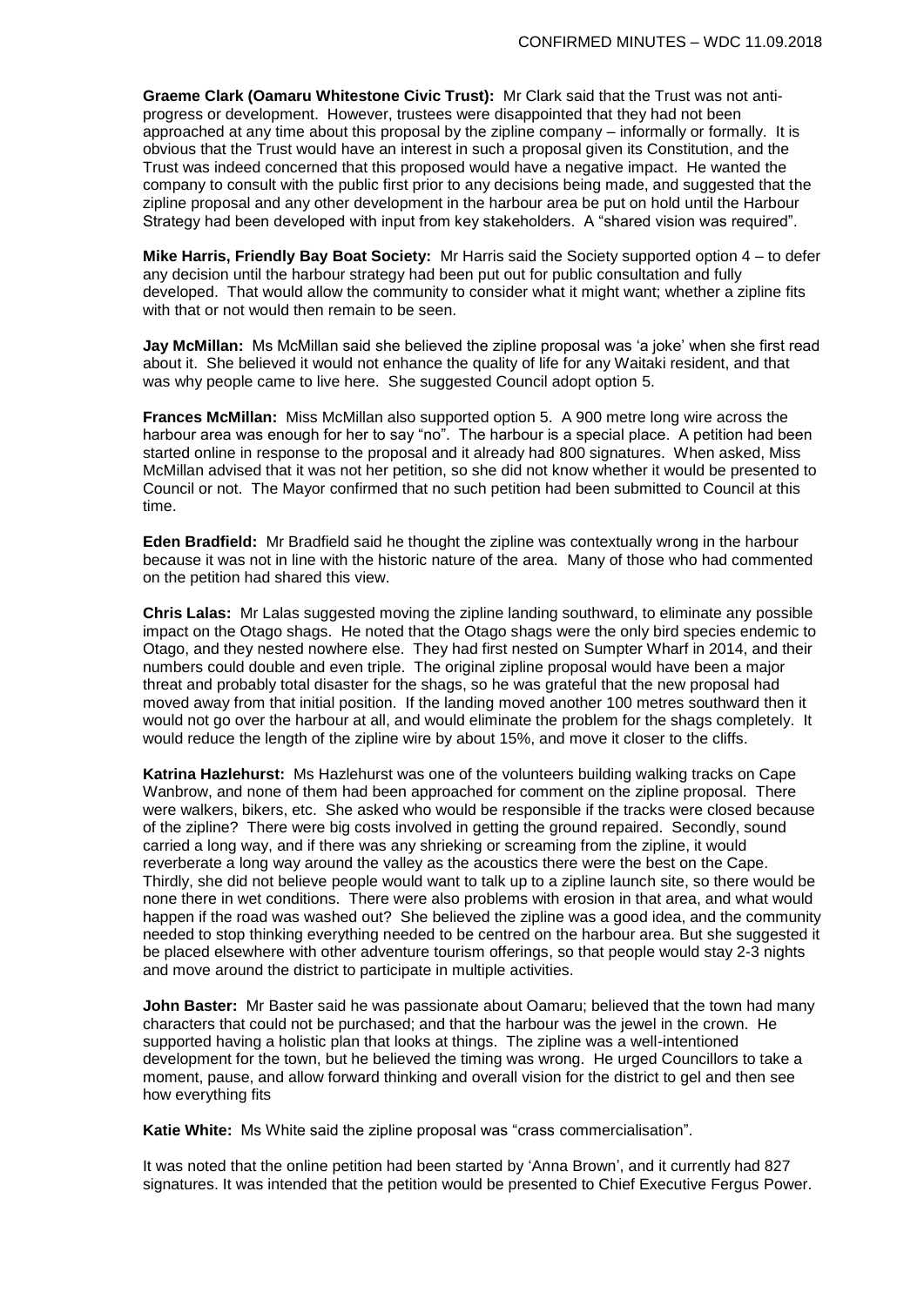**Graeme Clark (Oamaru Whitestone Civic Trust):** Mr Clark said that the Trust was not anti-progress or development. However, trustees were disappointed that they had not been approached at any time about this proposal by the zipline company – informally or formally. It is obvious that the Trust would have an interest in such a proposal given its Constitution, and the Trust was indeed concerned that this proposed would have a negative impact. He wanted the company to consult with the public first prior to any decisions being made, and suggested that the zipline proposal and any other development in the harbour area be put on hold until the Harbour Strategy had been developed with input from key stakeholders. A "shared vision was required".

**Mike Harris, Friendly Bay Boat Society:** Mr Harris said the Society supported option 4 – to defer any decision until the harbour strategy had been put out for public consultation and fully developed. That would allow the community to consider what it might want; whether a zipline fits with that or not would then remain to be seen.

**Jay McMillan:** Ms McMillan said she believed the zipline proposal was 'a joke' when she first read about it. She believed it would not enhance the quality of life for any Waitaki resident, and that was why people came to live here. She suggested Council adopt option 5.

**Frances McMillan:** Miss McMillan also supported option 5. A 900 metre long wire across the harbour area was enough for her to say "no". The harbour is a special place. A petition had been started online in response to the proposal and it already had 800 signatures. When asked, Miss McMillan advised that it was not her petition, so she did not know whether it would be presented to Council or not. The Mayor confirmed that no such petition had been submitted to Council at this time.

**Eden Bradfield:** Mr Bradfield said he thought the zipline was contextually wrong in the harbour because it was not in line with the historic nature of the area. Many of those who had commented on the petition had shared this view.

**Chris Lalas:** Mr Lalas suggested moving the zipline landing southward, to eliminate any possible impact on the Otago shags. He noted that the Otago shags were the only bird species endemic to Otago, and they nested nowhere else. They had first nested on Sumpter Wharf in 2014, and their numbers could double and even triple. The original zipline proposal would have been a major threat and probably total disaster for the shags, so he was grateful that the new proposal had moved away from that initial position. If the landing moved another 100 metres southward then it would not go over the harbour at all, and would eliminate the problem for the shags completely. It would reduce the length of the zipline wire by about 15%, and move it closer to the cliffs.

**Katrina Hazlehurst:** Ms Hazlehurst was one of the volunteers building walking tracks on Cape Wanbrow, and none of them had been approached for comment on the zipline proposal. There were walkers, bikers, etc. She asked who would be responsible if the tracks were closed because of the zipline? There were big costs involved in getting the ground repaired. Secondly, sound carried a long way, and if there was any shrieking or screaming from the zipline, it would reverberate a long way around the valley as the acoustics there were the best on the Cape. Thirdly, she did not believe people would want to talk up to a zipline launch site, so there would be none there in wet conditions. There were also problems with erosion in that area, and what would happen if the road was washed out? She believed the zipline was a good idea, and the community needed to stop thinking everything needed to be centred on the harbour area. But she suggested it be placed elsewhere with other adventure tourism offerings, so that people would stay 2-3 nights and move around the district to participate in multiple activities.

**John Baster:** Mr Baster said he was passionate about Oamaru; believed that the town had many characters that could not be purchased; and that the harbour was the jewel in the crown. He supported having a holistic plan that looks at things. The zipline was a well-intentioned development for the town, but he believed the timing was wrong. He urged Councillors to take a moment, pause, and allow forward thinking and overall vision for the district to gel and then see how everything fits

**Katie White:** Ms White said the zipline proposal was "crass commercialisation".

It was noted that the online petition had been started by 'Anna Brown', and it currently had 827 signatures. It was intended that the petition would be presented to Chief Executive Fergus Power.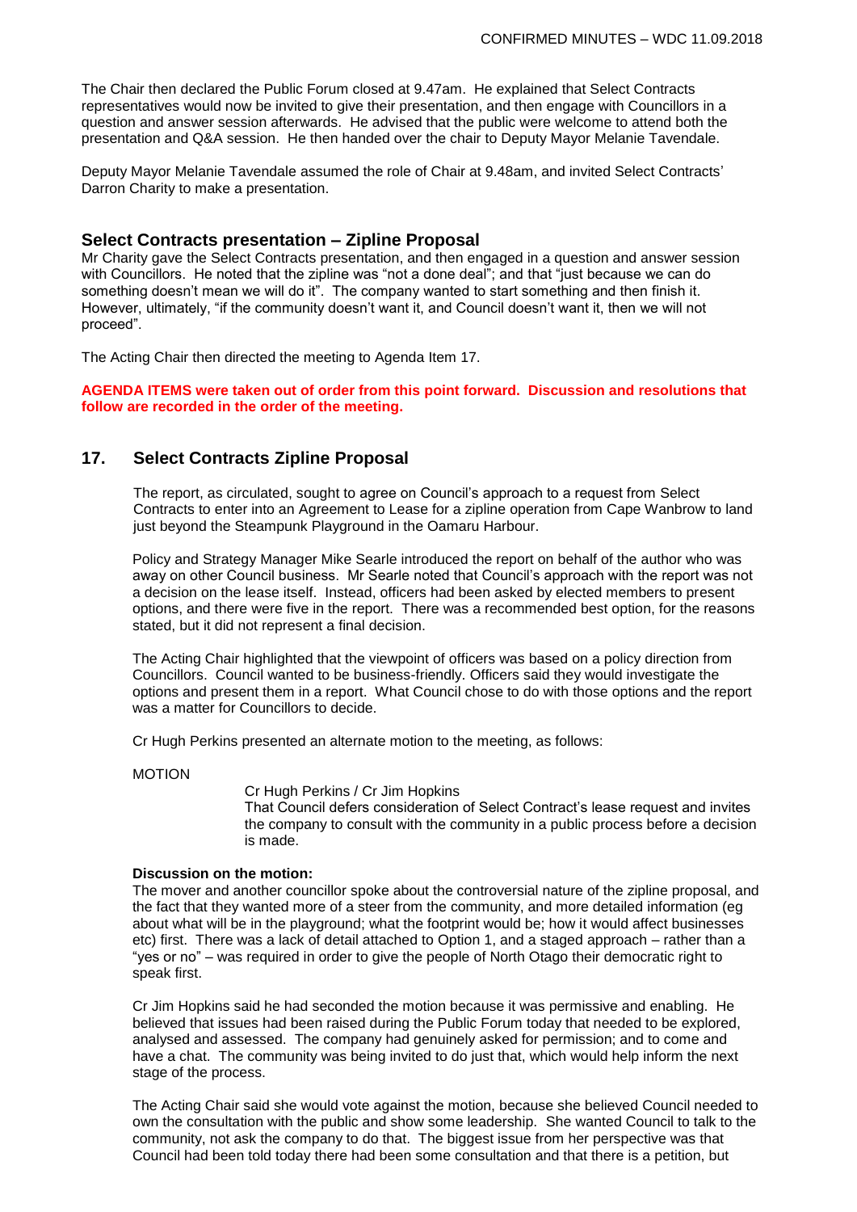The Chair then declared the Public Forum closed at 9.47am. He explained that Select Contracts representatives would now be invited to give their presentation, and then engage with Councillors in a question and answer session afterwards. He advised that the public were welcome to attend both the presentation and Q&A session. He then handed over the chair to Deputy Mayor Melanie Tavendale.

Deputy Mayor Melanie Tavendale assumed the role of Chair at 9.48am, and invited Select Contracts' Darron Charity to make a presentation.

## Select Contracts presentation – Zipline Proposal

Mr Charity gave the Select Contracts presentation, and then engaged in a question and answer session with Councillors. He noted that the zipline was "not a done deal"; and that "just because we can do something doesn't mean we will do it". The company wanted to start something and then finish it. However, ultimately, "if the community doesn't want it, and Council doesn't want it, then we will not proceed".

The Acting Chair then directed the meeting to Agenda Item 17.

**AGENDA ITEMS were taken out of order from this point forward. Discussion and resolutions that follow are recorded in the order of the meeting.**

## 17. Select Contracts Zipline Proposal

The report, as circulated, sought to agree on Council's approach to a request from Select Contracts to enter into an Agreement to Lease for a zipline operation from Cape Wanbrow to land just beyond the Steampunk Playground in the Oamaru Harbour.

Policy and Strategy Manager Mike Searle introduced the report on behalf of the author who was away on other Council business. Mr Searle noted that Council's approach with the report was not a decision on the lease itself. Instead, officers had been asked by elected members to present options, and there were five in the report. There was a recommended best option, for the reasons stated, but it did not represent a final decision.

The Acting Chair highlighted that the viewpoint of officers was based on a policy direction from Councillors. Council wanted to be business-friendly. Officers said they would investigate the options and present them in a report. What Council chose to do with those options and the report was a matter for Councillors to decide.

Cr Hugh Perkins presented an alternate motion to the meeting, as follows:

MOTION

> Cr Hugh Perkins / Cr Jim Hopkins
> That Council defers consideration of Select Contract's lease request and invites the company to consult with the community in a public process before a decision is made.

**Discussion on the motion:**

The mover and another councillor spoke about the controversial nature of the zipline proposal, and the fact that they wanted more of a steer from the community, and more detailed information (eg about what will be in the playground; what the footprint would be; how it would affect businesses etc) first. There was a lack of detail attached to Option 1, and a staged approach – rather than a "yes or no" – was required in order to give the people of North Otago their democratic right to speak first.

Cr Jim Hopkins said he had seconded the motion because it was permissive and enabling. He believed that issues had been raised during the Public Forum today that needed to be explored, analysed and assessed. The company had genuinely asked for permission; and to come and have a chat. The community was being invited to do just that, which would help inform the next stage of the process.

The Acting Chair said she would vote against the motion, because she believed Council needed to own the consultation with the public and show some leadership. She wanted Council to talk to the community, not ask the company to do that. The biggest issue from her perspective was that Council had been told today there had been some consultation and that there is a petition, but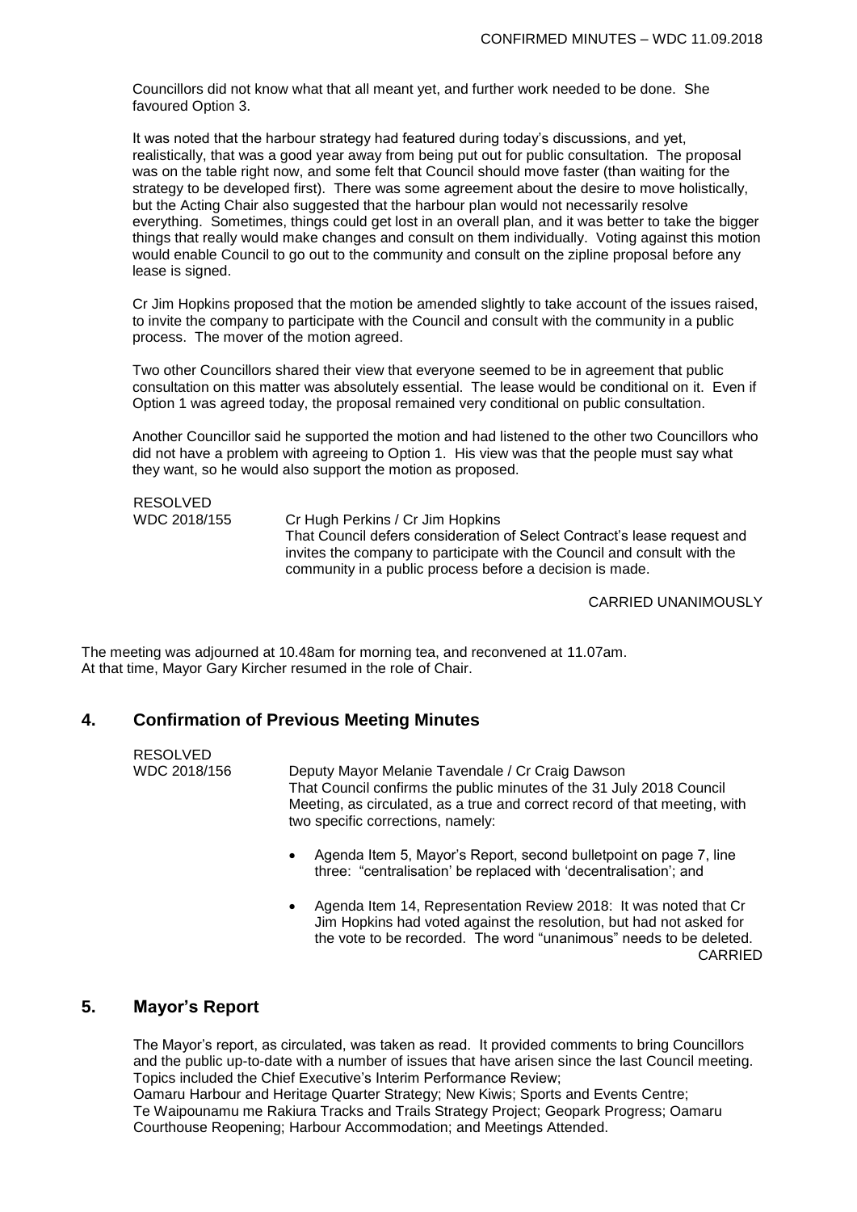Councillors did not know what that all meant yet, and further work needed to be done. She favoured Option 3.

It was noted that the harbour strategy had featured during today's discussions, and yet, realistically, that was a good year away from being put out for public consultation. The proposal was on the table right now, and some felt that Council should move faster (than waiting for the strategy to be developed first). There was some agreement about the desire to move holistically, but the Acting Chair also suggested that the harbour plan would not necessarily resolve everything. Sometimes, things could get lost in an overall plan, and it was better to take the bigger things that really would make changes and consult on them individually. Voting against this motion would enable Council to go out to the community and consult on the zipline proposal before any lease is signed.

Cr Jim Hopkins proposed that the motion be amended slightly to take account of the issues raised, to invite the company to participate with the Council and consult with the community in a public process. The mover of the motion agreed.

Two other Councillors shared their view that everyone seemed to be in agreement that public consultation on this matter was absolutely essential. The lease would be conditional on it. Even if Option 1 was agreed today, the proposal remained very conditional on public consultation.

Another Councillor said he supported the motion and had listened to the other two Councillors who did not have a problem with agreeing to Option 1. His view was that the people must say what they want, so he would also support the motion as proposed.

RESOLVED
WDC 2018/155 Cr Hugh Perkins / Cr Jim Hopkins
That Council defers consideration of Select Contract's lease request and invites the company to participate with the Council and consult with the community in a public process before a decision is made.

CARRIED UNANIMOUSLY

The meeting was adjourned at 10.48am for morning tea, and reconvened at 11.07am.
At that time, Mayor Gary Kircher resumed in the role of Chair.

## 4. Confirmation of Previous Meeting Minutes

RESOLVED
WDC 2018/156 Deputy Mayor Melanie Tavendale / Cr Craig Dawson
That Council confirms the public minutes of the 31 July 2018 Council Meeting, as circulated, as a true and correct record of that meeting, with two specific corrections, namely:

- Agenda Item 5, Mayor's Report, second bulletpoint on page 7, line three: "centralisation' be replaced with 'decentralisation'; and
- Agenda Item 14, Representation Review 2018: It was noted that Cr Jim Hopkins had voted against the resolution, but had not asked for the vote to be recorded. The word "unanimous" needs to be deleted.

CARRIED

## 5. Mayor's Report

The Mayor's report, as circulated, was taken as read. It provided comments to bring Councillors and the public up-to-date with a number of issues that have arisen since the last Council meeting. Topics included the Chief Executive's Interim Performance Review; Oamaru Harbour and Heritage Quarter Strategy; New Kiwis; Sports and Events Centre; Te Waipounamu me Rakiura Tracks and Trails Strategy Project; Geopark Progress; Oamaru Courthouse Reopening; Harbour Accommodation; and Meetings Attended.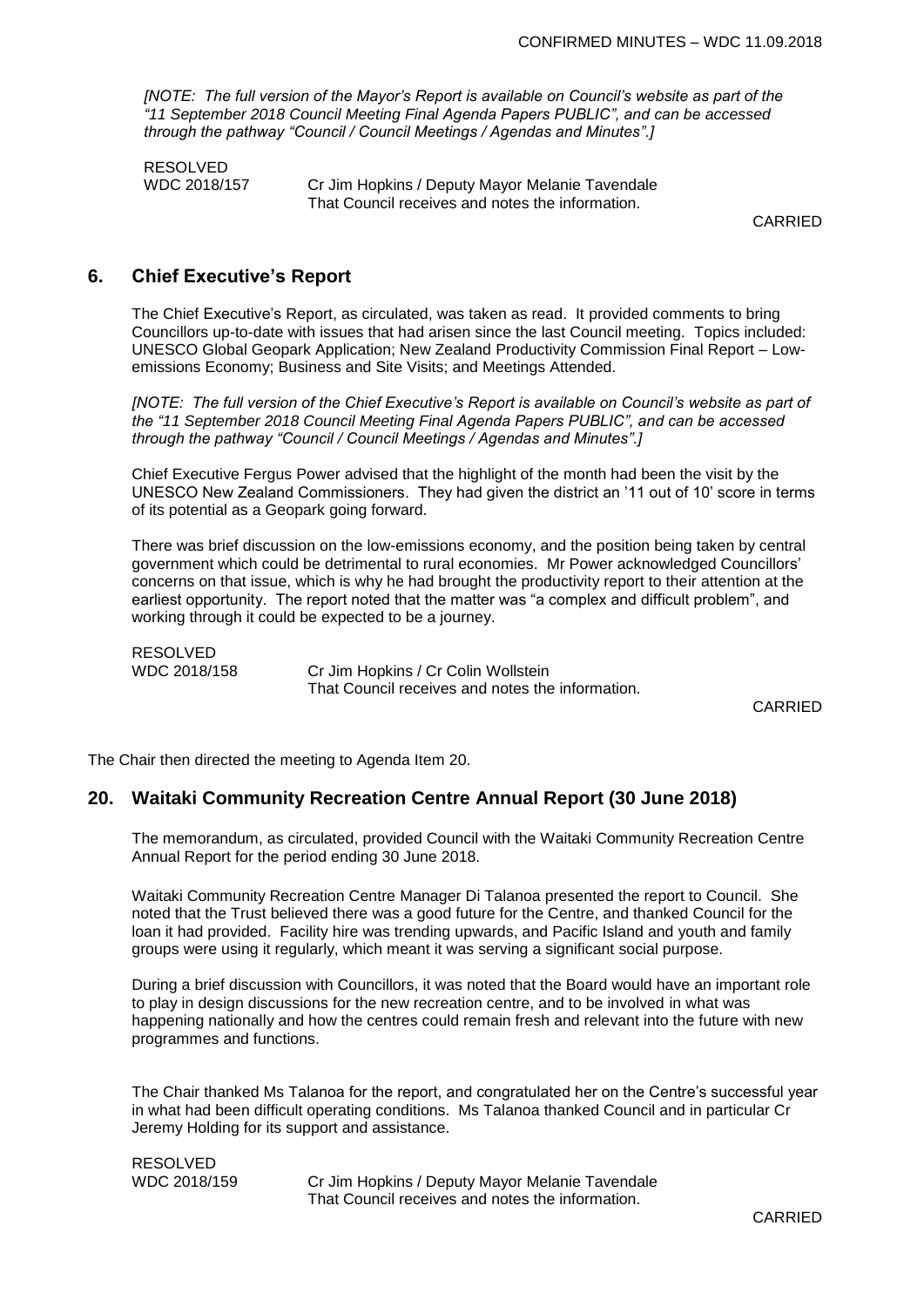*[NOTE: The full version of the Mayor's Report is available on Council's website as part of the "11 September 2018 Council Meeting Final Agenda Papers PUBLIC", and can be accessed through the pathway "Council / Council Meetings / Agendas and Minutes".]*

RESOLVED
WDC 2018/157 Cr Jim Hopkins / Deputy Mayor Melanie Tavendale
That Council receives and notes the information.

CARRIED

## 6. Chief Executive's Report

The Chief Executive's Report, as circulated, was taken as read. It provided comments to bring Councillors up-to-date with issues that had arisen since the last Council meeting. Topics included: UNESCO Global Geopark Application; New Zealand Productivity Commission Final Report – Low-emissions Economy; Business and Site Visits; and Meetings Attended.

*[NOTE: The full version of the Chief Executive's Report is available on Council's website as part of the "11 September 2018 Council Meeting Final Agenda Papers PUBLIC", and can be accessed through the pathway "Council / Council Meetings / Agendas and Minutes".]*

Chief Executive Fergus Power advised that the highlight of the month had been the visit by the UNESCO New Zealand Commissioners. They had given the district an '11 out of 10' score in terms of its potential as a Geopark going forward.

There was brief discussion on the low-emissions economy, and the position being taken by central government which could be detrimental to rural economies. Mr Power acknowledged Councillors' concerns on that issue, which is why he had brought the productivity report to their attention at the earliest opportunity. The report noted that the matter was "a complex and difficult problem", and working through it could be expected to be a journey.

RESOLVED
WDC 2018/158 Cr Jim Hopkins / Cr Colin Wollstein
That Council receives and notes the information.

CARRIED

The Chair then directed the meeting to Agenda Item 20.

## 20. Waitaki Community Recreation Centre Annual Report (30 June 2018)

The memorandum, as circulated, provided Council with the Waitaki Community Recreation Centre Annual Report for the period ending 30 June 2018.

Waitaki Community Recreation Centre Manager Di Talanoa presented the report to Council. She noted that the Trust believed there was a good future for the Centre, and thanked Council for the loan it had provided. Facility hire was trending upwards, and Pacific Island and youth and family groups were using it regularly, which meant it was serving a significant social purpose.

During a brief discussion with Councillors, it was noted that the Board would have an important role to play in design discussions for the new recreation centre, and to be involved in what was happening nationally and how the centres could remain fresh and relevant into the future with new programmes and functions.

The Chair thanked Ms Talanoa for the report, and congratulated her on the Centre's successful year in what had been difficult operating conditions. Ms Talanoa thanked Council and in particular Cr Jeremy Holding for its support and assistance.

RESOLVED
WDC 2018/159 Cr Jim Hopkins / Deputy Mayor Melanie Tavendale
That Council receives and notes the information.

CARRIED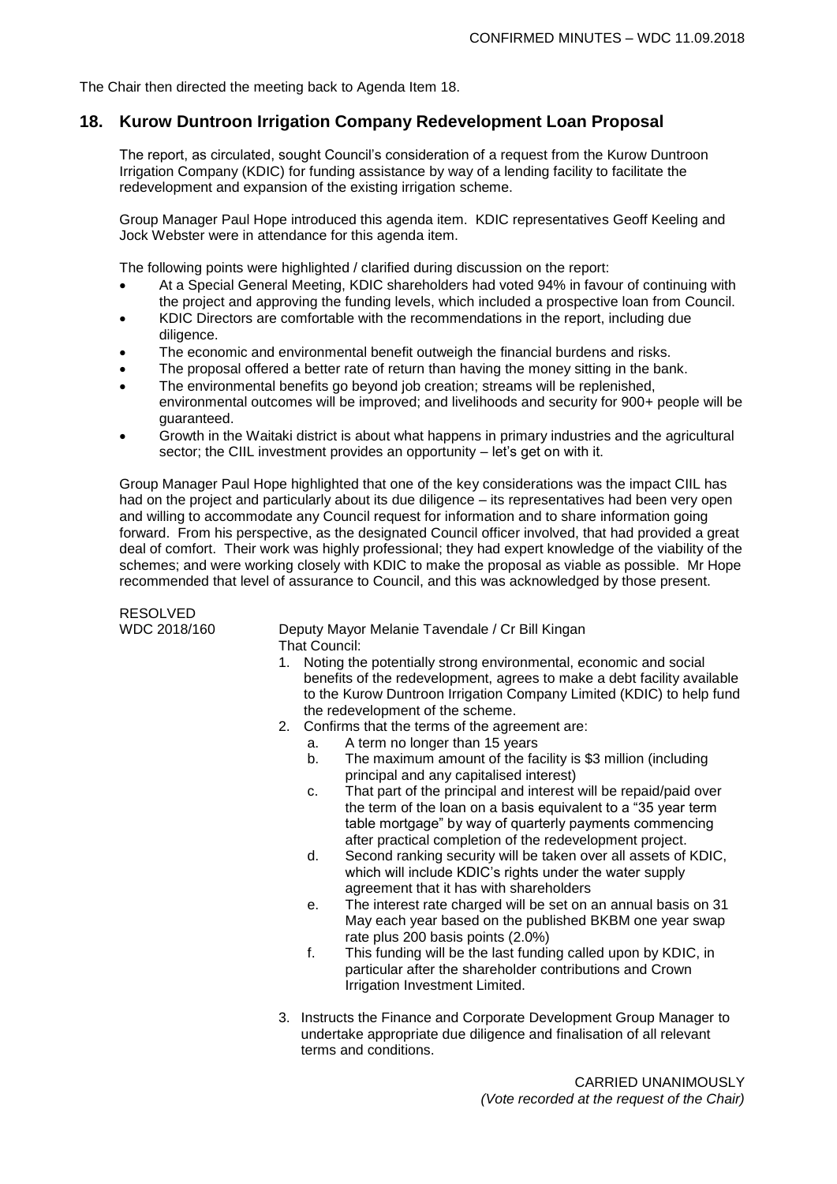The Chair then directed the meeting back to Agenda Item 18.

## 18. Kurow Duntroon Irrigation Company Redevelopment Loan Proposal

The report, as circulated, sought Council's consideration of a request from the Kurow Duntroon Irrigation Company (KDIC) for funding assistance by way of a lending facility to facilitate the redevelopment and expansion of the existing irrigation scheme.

Group Manager Paul Hope introduced this agenda item. KDIC representatives Geoff Keeling and Jock Webster were in attendance for this agenda item.

The following points were highlighted / clarified during discussion on the report:

- At a Special General Meeting, KDIC shareholders had voted 94% in favour of continuing with the project and approving the funding levels, which included a prospective loan from Council.
- KDIC Directors are comfortable with the recommendations in the report, including due diligence.
- The economic and environmental benefit outweigh the financial burdens and risks.
- The proposal offered a better rate of return than having the money sitting in the bank.
- The environmental benefits go beyond job creation; streams will be replenished, environmental outcomes will be improved; and livelihoods and security for 900+ people will be guaranteed.
- Growth in the Waitaki district is about what happens in primary industries and the agricultural sector; the CIIL investment provides an opportunity – let's get on with it.

Group Manager Paul Hope highlighted that one of the key considerations was the impact CIIL has had on the project and particularly about its due diligence – its representatives had been very open and willing to accommodate any Council request for information and to share information going forward. From his perspective, as the designated Council officer involved, that had provided a great deal of comfort. Their work was highly professional; they had expert knowledge of the viability of the schemes; and were working closely with KDIC to make the proposal as viable as possible. Mr Hope recommended that level of assurance to Council, and this was acknowledged by those present.

RESOLVED
WDC 2018/160

Deputy Mayor Melanie Tavendale / Cr Bill Kingan

That Council:

1. Noting the potentially strong environmental, economic and social benefits of the redevelopment, agrees to make a debt facility available to the Kurow Duntroon Irrigation Company Limited (KDIC) to help fund the redevelopment of the scheme.
2. Confirms that the terms of the agreement are:
   a. A term no longer than 15 years
   b. The maximum amount of the facility is $3 million (including principal and any capitalised interest)
   c. That part of the principal and interest will be repaid/paid over the term of the loan on a basis equivalent to a "35 year term table mortgage" by way of quarterly payments commencing after practical completion of the redevelopment project.
   d. Second ranking security will be taken over all assets of KDIC, which will include KDIC's rights under the water supply agreement that it has with shareholders
   e. The interest rate charged will be set on an annual basis on 31 May each year based on the published BKBM one year swap rate plus 200 basis points (2.0%)
   f. This funding will be the last funding called upon by KDIC, in particular after the shareholder contributions and Crown Irrigation Investment Limited.
3. Instructs the Finance and Corporate Development Group Manager to undertake appropriate due diligence and finalisation of all relevant terms and conditions.

CARRIED UNANIMOUSLY
*(Vote recorded at the request of the Chair)*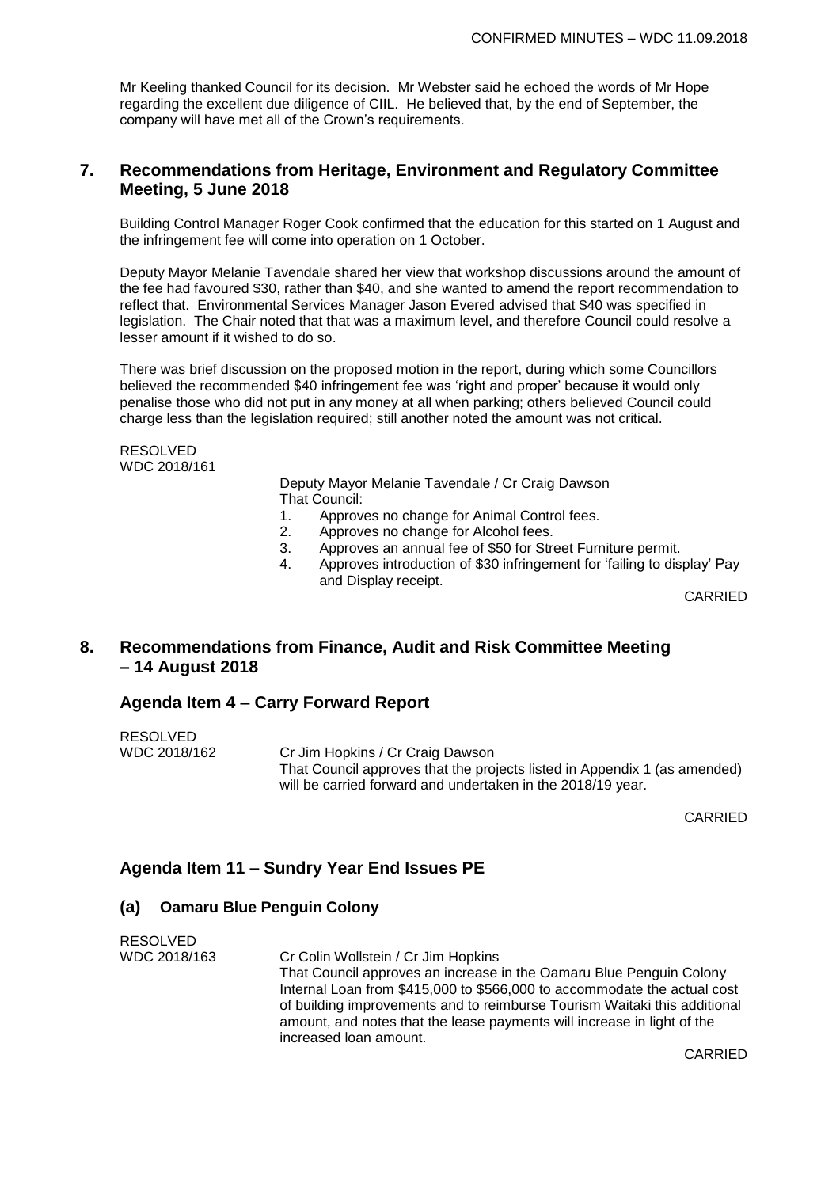Mr Keeling thanked Council for its decision. Mr Webster said he echoed the words of Mr Hope regarding the excellent due diligence of CIIL. He believed that, by the end of September, the company will have met all of the Crown's requirements.

## 7. Recommendations from Heritage, Environment and Regulatory Committee Meeting, 5 June 2018

Building Control Manager Roger Cook confirmed that the education for this started on 1 August and the infringement fee will come into operation on 1 October.

Deputy Mayor Melanie Tavendale shared her view that workshop discussions around the amount of the fee had favoured $30, rather than $40, and she wanted to amend the report recommendation to reflect that. Environmental Services Manager Jason Evered advised that $40 was specified in legislation. The Chair noted that that was a maximum level, and therefore Council could resolve a lesser amount if it wished to do so.

There was brief discussion on the proposed motion in the report, during which some Councillors believed the recommended $40 infringement fee was 'right and proper' because it would only penalise those who did not put in any money at all when parking; others believed Council could charge less than the legislation required; still another noted the amount was not critical.

RESOLVED
WDC 2018/161

Deputy Mayor Melanie Tavendale / Cr Craig Dawson
That Council:

1. Approves no change for Animal Control fees.
2. Approves no change for Alcohol fees.
3. Approves an annual fee of $50 for Street Furniture permit.
4. Approves introduction of $30 infringement for 'failing to display' Pay and Display receipt.

CARRIED

## 8. Recommendations from Finance, Audit and Risk Committee Meeting – 14 August 2018

### Agenda Item 4 – Carry Forward Report

RESOLVED
WDC 2018/162

Cr Jim Hopkins / Cr Craig Dawson
That Council approves that the projects listed in Appendix 1 (as amended) will be carried forward and undertaken in the 2018/19 year.

CARRIED

### Agenda Item 11 – Sundry Year End Issues PE

#### (a) Oamaru Blue Penguin Colony

RESOLVED
WDC 2018/163

Cr Colin Wollstein / Cr Jim Hopkins
That Council approves an increase in the Oamaru Blue Penguin Colony Internal Loan from $415,000 to $566,000 to accommodate the actual cost of building improvements and to reimburse Tourism Waitaki this additional amount, and notes that the lease payments will increase in light of the increased loan amount.

CARRIED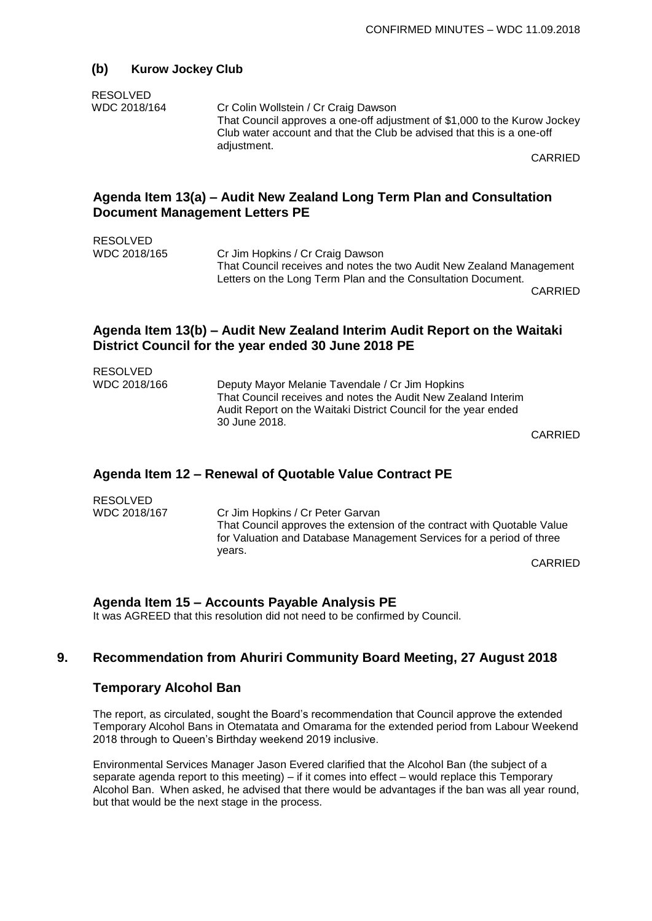### (b) Kurow Jockey Club

RESOLVED
WDC 2018/164 Cr Colin Wollstein / Cr Craig Dawson
That Council approves a one-off adjustment of $1,000 to the Kurow Jockey Club water account and that the Club be advised that this is a one-off adjustment.

CARRIED

### Agenda Item 13(a) – Audit New Zealand Long Term Plan and Consultation Document Management Letters PE

RESOLVED
WDC 2018/165 Cr Jim Hopkins / Cr Craig Dawson
That Council receives and notes the two Audit New Zealand Management Letters on the Long Term Plan and the Consultation Document.

CARRIED

### Agenda Item 13(b) – Audit New Zealand Interim Audit Report on the Waitaki District Council for the year ended 30 June 2018 PE

RESOLVED
WDC 2018/166 Deputy Mayor Melanie Tavendale / Cr Jim Hopkins
That Council receives and notes the Audit New Zealand Interim Audit Report on the Waitaki District Council for the year ended 30 June 2018.

CARRIED

### Agenda Item 12 – Renewal of Quotable Value Contract PE

RESOLVED
WDC 2018/167 Cr Jim Hopkins / Cr Peter Garvan
That Council approves the extension of the contract with Quotable Value for Valuation and Database Management Services for a period of three years.

CARRIED

### Agenda Item 15 – Accounts Payable Analysis PE

It was AGREED that this resolution did not need to be confirmed by Council.

## 9. Recommendation from Ahuriri Community Board Meeting, 27 August 2018

### Temporary Alcohol Ban

The report, as circulated, sought the Board's recommendation that Council approve the extended Temporary Alcohol Bans in Otematata and Omarama for the extended period from Labour Weekend 2018 through to Queen's Birthday weekend 2019 inclusive.

Environmental Services Manager Jason Evered clarified that the Alcohol Ban (the subject of a separate agenda report to this meeting) – if it comes into effect – would replace this Temporary Alcohol Ban. When asked, he advised that there would be advantages if the ban was all year round, but that would be the next stage in the process.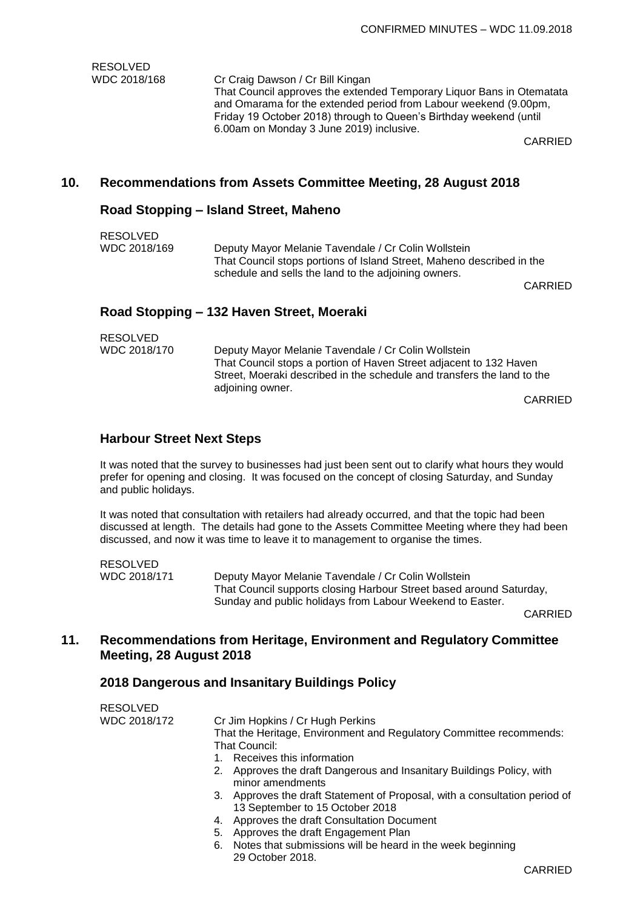RESOLVED
WDC 2018/168

Cr Craig Dawson / Cr Bill Kingan
That Council approves the extended Temporary Liquor Bans in Otematata and Omarama for the extended period from Labour weekend (9.00pm, Friday 19 October 2018) through to Queen's Birthday weekend (until 6.00am on Monday 3 June 2019) inclusive.

CARRIED

## 10. Recommendations from Assets Committee Meeting, 28 August 2018

### Road Stopping – Island Street, Maheno

RESOLVED
WDC 2018/169

Deputy Mayor Melanie Tavendale / Cr Colin Wollstein
That Council stops portions of Island Street, Maheno described in the schedule and sells the land to the adjoining owners.

CARRIED

### Road Stopping – 132 Haven Street, Moeraki

RESOLVED
WDC 2018/170

Deputy Mayor Melanie Tavendale / Cr Colin Wollstein
That Council stops a portion of Haven Street adjacent to 132 Haven Street, Moeraki described in the schedule and transfers the land to the adjoining owner.

CARRIED

### Harbour Street Next Steps

It was noted that the survey to businesses had just been sent out to clarify what hours they would prefer for opening and closing. It was focused on the concept of closing Saturday, and Sunday and public holidays.

It was noted that consultation with retailers had already occurred, and that the topic had been discussed at length. The details had gone to the Assets Committee Meeting where they had been discussed, and now it was time to leave it to management to organise the times.

RESOLVED
WDC 2018/171

Deputy Mayor Melanie Tavendale / Cr Colin Wollstein
That Council supports closing Harbour Street based around Saturday, Sunday and public holidays from Labour Weekend to Easter.

CARRIED

## 11. Recommendations from Heritage, Environment and Regulatory Committee Meeting, 28 August 2018

### 2018 Dangerous and Insanitary Buildings Policy

RESOLVED
WDC 2018/172

Cr Jim Hopkins / Cr Hugh Perkins
That the Heritage, Environment and Regulatory Committee recommends:
That Council:

1. Receives this information
2. Approves the draft Dangerous and Insanitary Buildings Policy, with minor amendments
3. Approves the draft Statement of Proposal, with a consultation period of 13 September to 15 October 2018
4. Approves the draft Consultation Document
5. Approves the draft Engagement Plan
6. Notes that submissions will be heard in the week beginning 29 October 2018.

CARRIED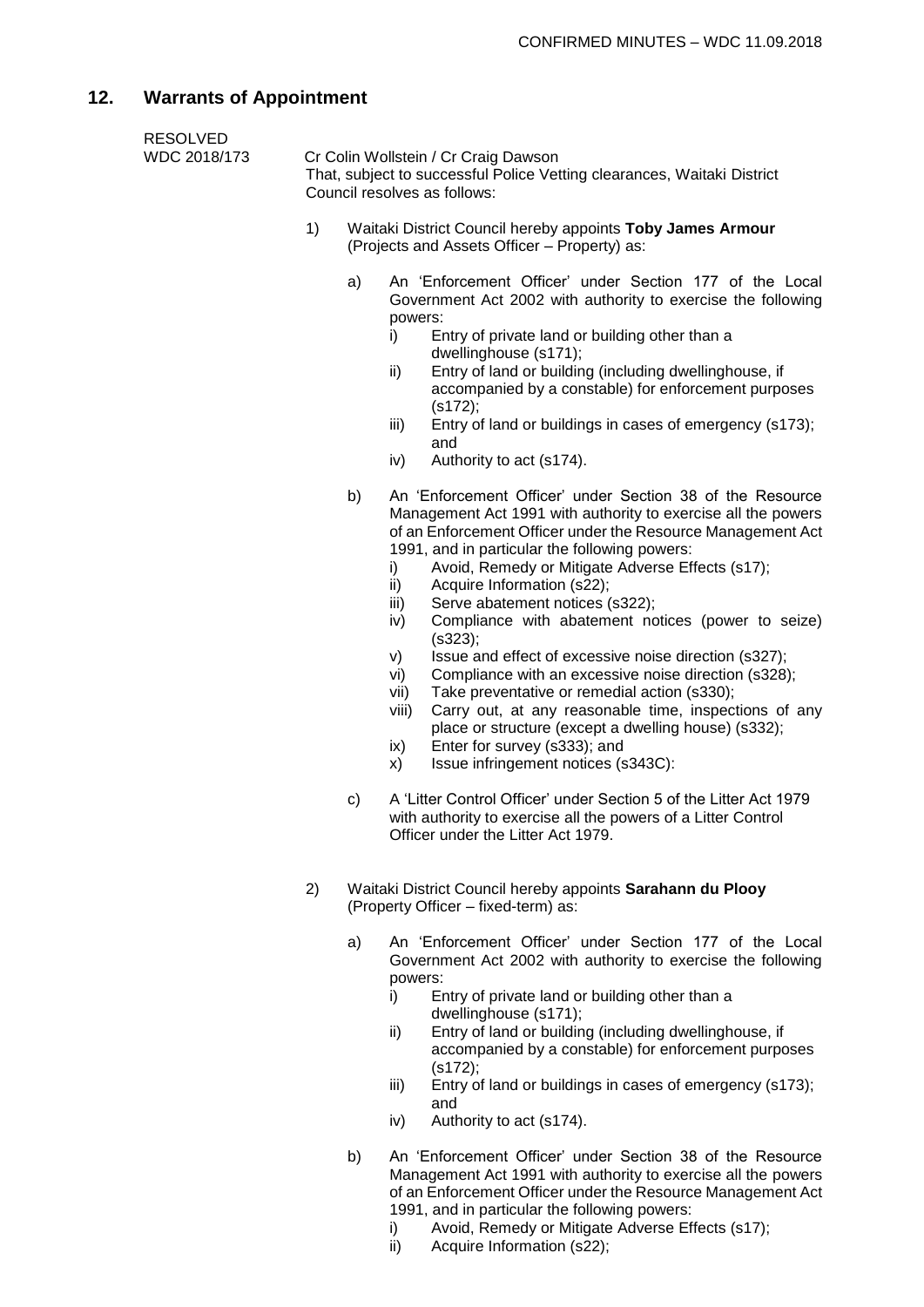## 12. Warrants of Appointment

RESOLVED
WDC 2018/173

Cr Colin Wollstein / Cr Craig Dawson
That, subject to successful Police Vetting clearances, Waitaki District Council resolves as follows:

1) Waitaki District Council hereby appoints **Toby James Armour** (Projects and Assets Officer – Property) as:

   a) An 'Enforcement Officer' under Section 177 of the Local Government Act 2002 with authority to exercise the following powers:
      i) Entry of private land or building other than a dwellinghouse (s171);
      ii) Entry of land or building (including dwellinghouse, if accompanied by a constable) for enforcement purposes (s172);
      iii) Entry of land or buildings in cases of emergency (s173); and
      iv) Authority to act (s174).

   b) An 'Enforcement Officer' under Section 38 of the Resource Management Act 1991 with authority to exercise all the powers of an Enforcement Officer under the Resource Management Act 1991, and in particular the following powers:
      i) Avoid, Remedy or Mitigate Adverse Effects (s17);
      ii) Acquire Information (s22);
      iii) Serve abatement notices (s322);
      iv) Compliance with abatement notices (power to seize) (s323);
      v) Issue and effect of excessive noise direction (s327);
      vi) Compliance with an excessive noise direction (s328);
      vii) Take preventative or remedial action (s330);
      viii) Carry out, at any reasonable time, inspections of any place or structure (except a dwelling house) (s332);
      ix) Enter for survey (s333); and
      x) Issue infringement notices (s343C):

   c) A 'Litter Control Officer' under Section 5 of the Litter Act 1979 with authority to exercise all the powers of a Litter Control Officer under the Litter Act 1979.

2) Waitaki District Council hereby appoints **Sarahann du Plooy** (Property Officer – fixed-term) as:

   a) An 'Enforcement Officer' under Section 177 of the Local Government Act 2002 with authority to exercise the following powers:
      i) Entry of private land or building other than a dwellinghouse (s171);
      ii) Entry of land or building (including dwellinghouse, if accompanied by a constable) for enforcement purposes (s172);
      iii) Entry of land or buildings in cases of emergency (s173); and
      iv) Authority to act (s174).

   b) An 'Enforcement Officer' under Section 38 of the Resource Management Act 1991 with authority to exercise all the powers of an Enforcement Officer under the Resource Management Act 1991, and in particular the following powers:
      i) Avoid, Remedy or Mitigate Adverse Effects (s17);
      ii) Acquire Information (s22);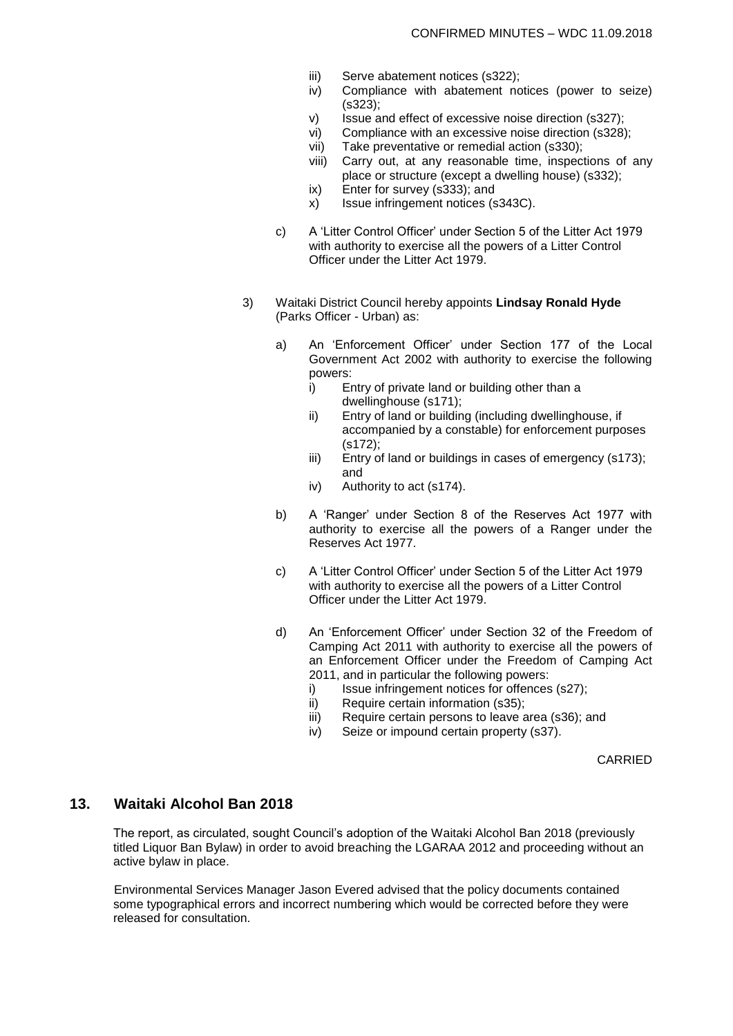iii) Serve abatement notices (s322);
iv) Compliance with abatement notices (power to seize) (s323);
v) Issue and effect of excessive noise direction (s327);
vi) Compliance with an excessive noise direction (s328);
vii) Take preventative or remedial action (s330);
viii) Carry out, at any reasonable time, inspections of any place or structure (except a dwelling house) (s332);
ix) Enter for survey (s333); and
x) Issue infringement notices (s343C).

c) A 'Litter Control Officer' under Section 5 of the Litter Act 1979 with authority to exercise all the powers of a Litter Control Officer under the Litter Act 1979.

3) Waitaki District Council hereby appoints **Lindsay Ronald Hyde** (Parks Officer - Urban) as:

a) An 'Enforcement Officer' under Section 177 of the Local Government Act 2002 with authority to exercise the following powers:
   i) Entry of private land or building other than a dwellinghouse (s171);
   ii) Entry of land or building (including dwellinghouse, if accompanied by a constable) for enforcement purposes (s172);
   iii) Entry of land or buildings in cases of emergency (s173); and
   iv) Authority to act (s174).

b) A 'Ranger' under Section 8 of the Reserves Act 1977 with authority to exercise all the powers of a Ranger under the Reserves Act 1977.

c) A 'Litter Control Officer' under Section 5 of the Litter Act 1979 with authority to exercise all the powers of a Litter Control Officer under the Litter Act 1979.

d) An 'Enforcement Officer' under Section 32 of the Freedom of Camping Act 2011 with authority to exercise all the powers of an Enforcement Officer under the Freedom of Camping Act 2011, and in particular the following powers:
   i) Issue infringement notices for offences (s27);
   ii) Require certain information (s35);
   iii) Require certain persons to leave area (s36); and
   iv) Seize or impound certain property (s37).

CARRIED

## 13. Waitaki Alcohol Ban 2018

The report, as circulated, sought Council's adoption of the Waitaki Alcohol Ban 2018 (previously titled Liquor Ban Bylaw) in order to avoid breaching the LGARAA 2012 and proceeding without an active bylaw in place.

Environmental Services Manager Jason Evered advised that the policy documents contained some typographical errors and incorrect numbering which would be corrected before they were released for consultation.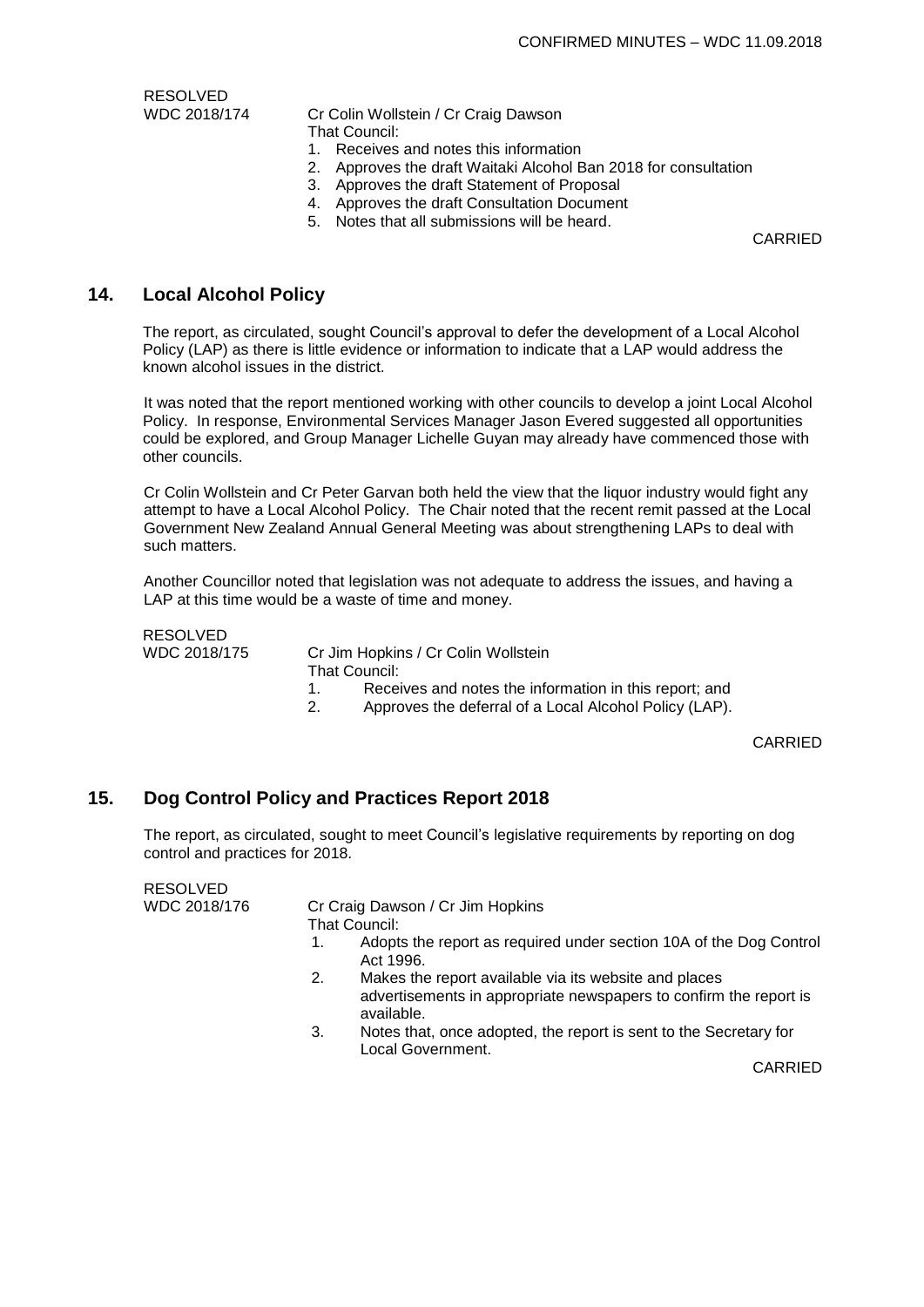RESOLVED

WDC 2018/174 Cr Colin Wollstein / Cr Craig Dawson

That Council:

1. Receives and notes this information
2. Approves the draft Waitaki Alcohol Ban 2018 for consultation
3. Approves the draft Statement of Proposal
4. Approves the draft Consultation Document
5. Notes that all submissions will be heard.

CARRIED

## 14. Local Alcohol Policy

The report, as circulated, sought Council's approval to defer the development of a Local Alcohol Policy (LAP) as there is little evidence or information to indicate that a LAP would address the known alcohol issues in the district.

It was noted that the report mentioned working with other councils to develop a joint Local Alcohol Policy. In response, Environmental Services Manager Jason Evered suggested all opportunities could be explored, and Group Manager Lichelle Guyan may already have commenced those with other councils.

Cr Colin Wollstein and Cr Peter Garvan both held the view that the liquor industry would fight any attempt to have a Local Alcohol Policy. The Chair noted that the recent remit passed at the Local Government New Zealand Annual General Meeting was about strengthening LAPs to deal with such matters.

Another Councillor noted that legislation was not adequate to address the issues, and having a LAP at this time would be a waste of time and money.

RESOLVED

WDC 2018/175 Cr Jim Hopkins / Cr Colin Wollstein

That Council:

1. Receives and notes the information in this report; and
2. Approves the deferral of a Local Alcohol Policy (LAP).

CARRIED

## 15. Dog Control Policy and Practices Report 2018

The report, as circulated, sought to meet Council's legislative requirements by reporting on dog control and practices for 2018.

RESOLVED

WDC 2018/176 Cr Craig Dawson / Cr Jim Hopkins

That Council:

1. Adopts the report as required under section 10A of the Dog Control Act 1996.
2. Makes the report available via its website and places advertisements in appropriate newspapers to confirm the report is available.
3. Notes that, once adopted, the report is sent to the Secretary for Local Government.

CARRIED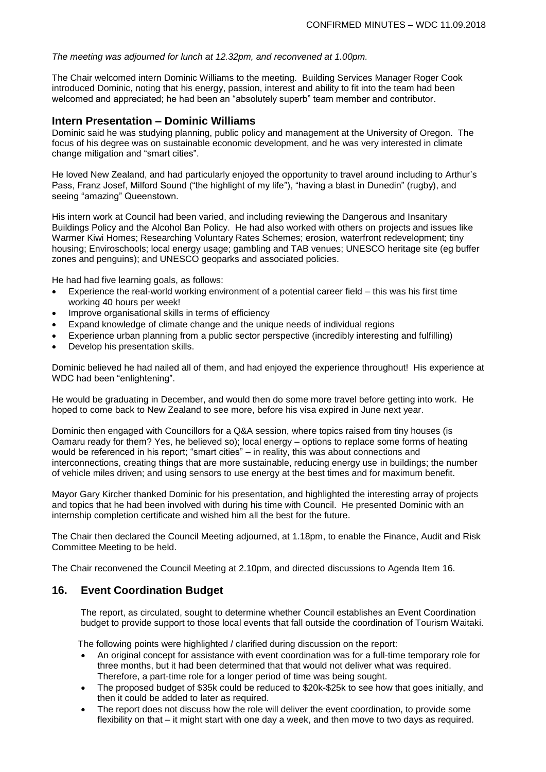*The meeting was adjourned for lunch at 12.32pm, and reconvened at 1.00pm.*

The Chair welcomed intern Dominic Williams to the meeting. Building Services Manager Roger Cook introduced Dominic, noting that his energy, passion, interest and ability to fit into the team had been welcomed and appreciated; he had been an "absolutely superb" team member and contributor.

## Intern Presentation – Dominic Williams

Dominic said he was studying planning, public policy and management at the University of Oregon. The focus of his degree was on sustainable economic development, and he was very interested in climate change mitigation and "smart cities".

He loved New Zealand, and had particularly enjoyed the opportunity to travel around including to Arthur's Pass, Franz Josef, Milford Sound ("the highlight of my life"), "having a blast in Dunedin" (rugby), and seeing "amazing" Queenstown.

His intern work at Council had been varied, and including reviewing the Dangerous and Insanitary Buildings Policy and the Alcohol Ban Policy. He had also worked with others on projects and issues like Warmer Kiwi Homes; Researching Voluntary Rates Schemes; erosion, waterfront redevelopment; tiny housing; Enviroschools; local energy usage; gambling and TAB venues; UNESCO heritage site (eg buffer zones and penguins); and UNESCO geoparks and associated policies.

He had had five learning goals, as follows:

- Experience the real-world working environment of a potential career field – this was his first time working 40 hours per week!
- Improve organisational skills in terms of efficiency
- Expand knowledge of climate change and the unique needs of individual regions
- Experience urban planning from a public sector perspective (incredibly interesting and fulfilling)
- Develop his presentation skills.

Dominic believed he had nailed all of them, and had enjoyed the experience throughout! His experience at WDC had been "enlightening".

He would be graduating in December, and would then do some more travel before getting into work. He hoped to come back to New Zealand to see more, before his visa expired in June next year.

Dominic then engaged with Councillors for a Q&A session, where topics raised from tiny houses (is Oamaru ready for them? Yes, he believed so); local energy – options to replace some forms of heating would be referenced in his report; "smart cities" – in reality, this was about connections and interconnections, creating things that are more sustainable, reducing energy use in buildings; the number of vehicle miles driven; and using sensors to use energy at the best times and for maximum benefit.

Mayor Gary Kircher thanked Dominic for his presentation, and highlighted the interesting array of projects and topics that he had been involved with during his time with Council. He presented Dominic with an internship completion certificate and wished him all the best for the future.

The Chair then declared the Council Meeting adjourned, at 1.18pm, to enable the Finance, Audit and Risk Committee Meeting to be held.

The Chair reconvened the Council Meeting at 2.10pm, and directed discussions to Agenda Item 16.

## 16. Event Coordination Budget

The report, as circulated, sought to determine whether Council establishes an Event Coordination budget to provide support to those local events that fall outside the coordination of Tourism Waitaki.

The following points were highlighted / clarified during discussion on the report:

- An original concept for assistance with event coordination was for a full-time temporary role for three months, but it had been determined that that would not deliver what was required. Therefore, a part-time role for a longer period of time was being sought.
- The proposed budget of $35k could be reduced to $20k-$25k to see how that goes initially, and then it could be added to later as required.
- The report does not discuss how the role will deliver the event coordination, to provide some flexibility on that – it might start with one day a week, and then move to two days as required.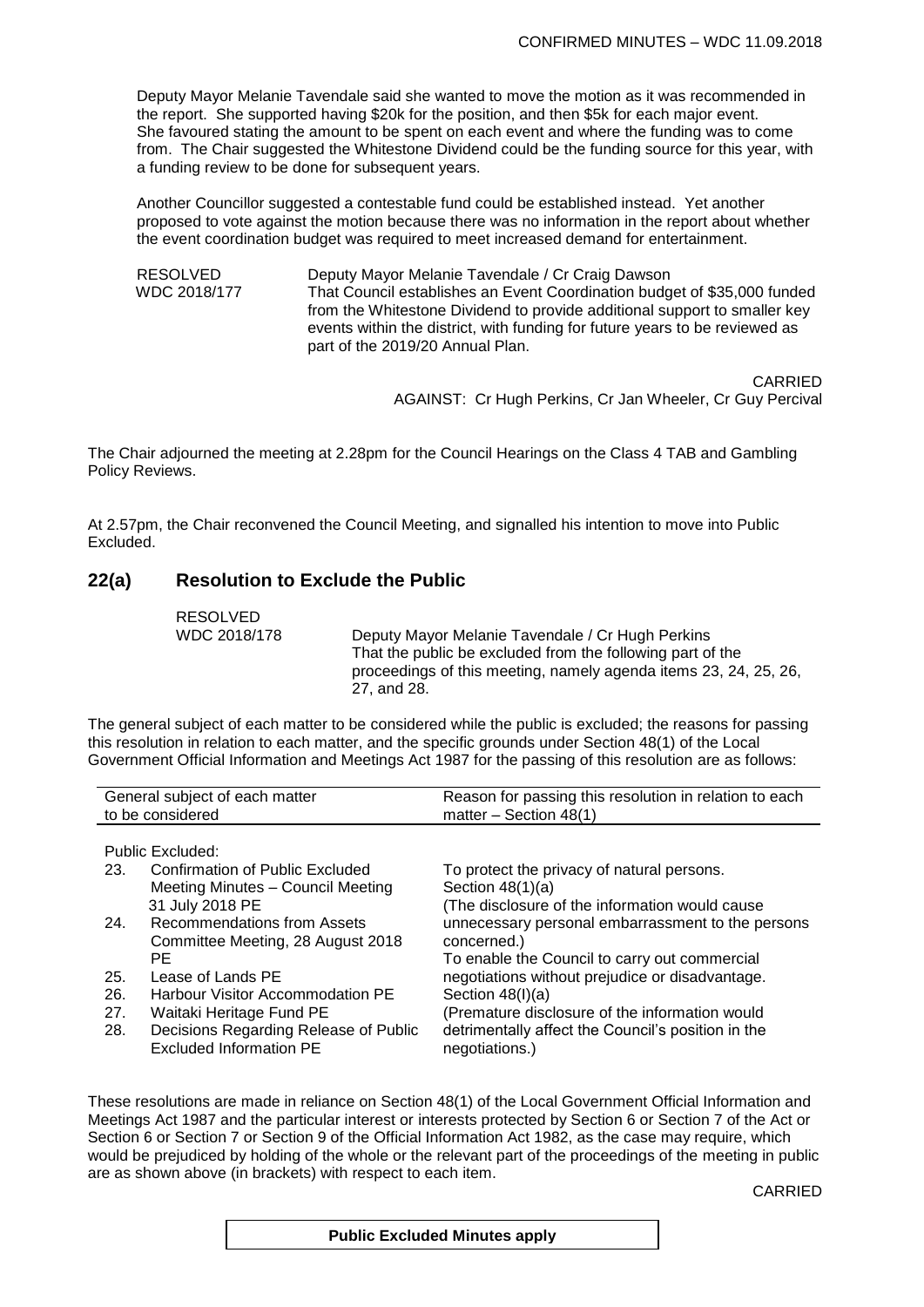Deputy Mayor Melanie Tavendale said she wanted to move the motion as it was recommended in the report. She supported having $20k for the position, and then $5k for each major event. She favoured stating the amount to be spent on each event and where the funding was to come from. The Chair suggested the Whitestone Dividend could be the funding source for this year, with a funding review to be done for subsequent years.

Another Councillor suggested a contestable fund could be established instead. Yet another proposed to vote against the motion because there was no information in the report about whether the event coordination budget was required to meet increased demand for entertainment.

RESOLVED WDC 2018/177 — Deputy Mayor Melanie Tavendale / Cr Craig Dawson
That Council establishes an Event Coordination budget of $35,000 funded from the Whitestone Dividend to provide additional support to smaller key events within the district, with funding for future years to be reviewed as part of the 2019/20 Annual Plan.

CARRIED
AGAINST: Cr Hugh Perkins, Cr Jan Wheeler, Cr Guy Percival

The Chair adjourned the meeting at 2.28pm for the Council Hearings on the Class 4 TAB and Gambling Policy Reviews.

At 2.57pm, the Chair reconvened the Council Meeting, and signalled his intention to move into Public Excluded.

## 22(a) Resolution to Exclude the Public

RESOLVED WDC 2018/178 — Deputy Mayor Melanie Tavendale / Cr Hugh Perkins
That the public be excluded from the following part of the proceedings of this meeting, namely agenda items 23, 24, 25, 26, 27, and 28.

The general subject of each matter to be considered while the public is excluded; the reasons for passing this resolution in relation to each matter, and the specific grounds under Section 48(1) of the Local Government Official Information and Meetings Act 1987 for the passing of this resolution are as follows:

| General subject of each matter to be considered | Reason for passing this resolution in relation to each matter – Section 48(1) |
|---|---|
| Public Excluded: | |
| 23. Confirmation of Public Excluded Meeting Minutes – Council Meeting 31 July 2018 PE<br>24. Recommendations from Assets Committee Meeting, 28 August 2018 PE<br>25. Lease of Lands PE<br>26. Harbour Visitor Accommodation PE<br>27. Waitaki Heritage Fund PE<br>28. Decisions Regarding Release of Public Excluded Information PE | To protect the privacy of natural persons. Section 48(1)(a) (The disclosure of the information would cause unnecessary personal embarrassment to the persons concerned.)<br>To enable the Council to carry out commercial negotiations without prejudice or disadvantage. Section 48(I)(a) (Premature disclosure of the information would detrimentally affect the Council's position in the negotiations.) |

These resolutions are made in reliance on Section 48(1) of the Local Government Official Information and Meetings Act 1987 and the particular interest or interests protected by Section 6 or Section 7 of the Act or Section 6 or Section 7 or Section 9 of the Official Information Act 1982, as the case may require, which would be prejudiced by holding of the whole or the relevant part of the proceedings of the meeting in public are as shown above (in brackets) with respect to each item.

CARRIED

**Public Excluded Minutes apply**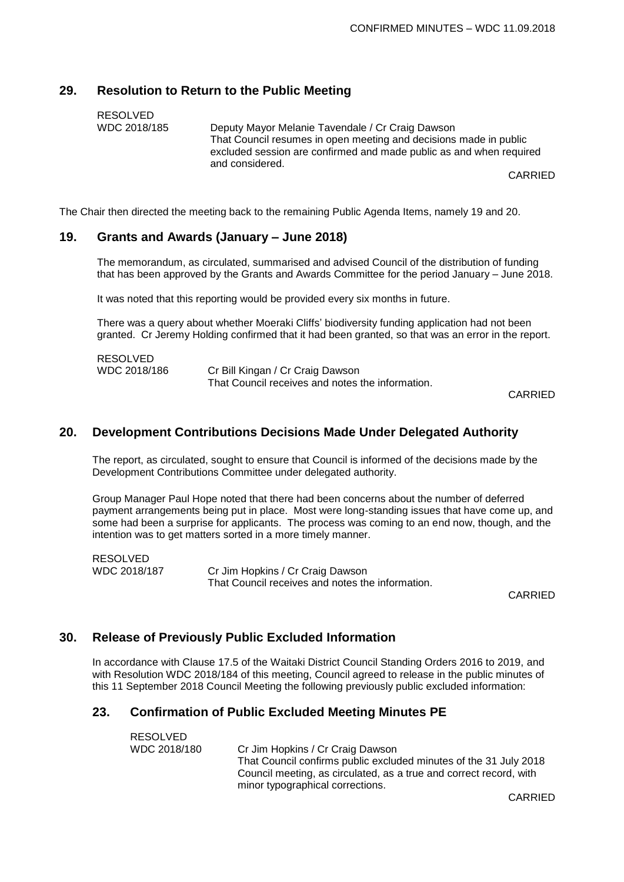## 29. Resolution to Return to the Public Meeting

RESOLVED
WDC 2018/185 Deputy Mayor Melanie Tavendale / Cr Craig Dawson
That Council resumes in open meeting and decisions made in public excluded session are confirmed and made public as and when required and considered.

CARRIED

The Chair then directed the meeting back to the remaining Public Agenda Items, namely 19 and 20.

## 19. Grants and Awards (January – June 2018)

The memorandum, as circulated, summarised and advised Council of the distribution of funding that has been approved by the Grants and Awards Committee for the period January – June 2018.

It was noted that this reporting would be provided every six months in future.

There was a query about whether Moeraki Cliffs' biodiversity funding application had not been granted. Cr Jeremy Holding confirmed that it had been granted, so that was an error in the report.

RESOLVED
WDC 2018/186 Cr Bill Kingan / Cr Craig Dawson
That Council receives and notes the information.

CARRIED

## 20. Development Contributions Decisions Made Under Delegated Authority

The report, as circulated, sought to ensure that Council is informed of the decisions made by the Development Contributions Committee under delegated authority.

Group Manager Paul Hope noted that there had been concerns about the number of deferred payment arrangements being put in place. Most were long-standing issues that have come up, and some had been a surprise for applicants. The process was coming to an end now, though, and the intention was to get matters sorted in a more timely manner.

RESOLVED
WDC 2018/187 Cr Jim Hopkins / Cr Craig Dawson
That Council receives and notes the information.

CARRIED

## 30. Release of Previously Public Excluded Information

In accordance with Clause 17.5 of the Waitaki District Council Standing Orders 2016 to 2019, and with Resolution WDC 2018/184 of this meeting, Council agreed to release in the public minutes of this 11 September 2018 Council Meeting the following previously public excluded information:

## 23. Confirmation of Public Excluded Meeting Minutes PE

RESOLVED
WDC 2018/180 Cr Jim Hopkins / Cr Craig Dawson
That Council confirms public excluded minutes of the 31 July 2018 Council meeting, as circulated, as a true and correct record, with minor typographical corrections.

CARRIED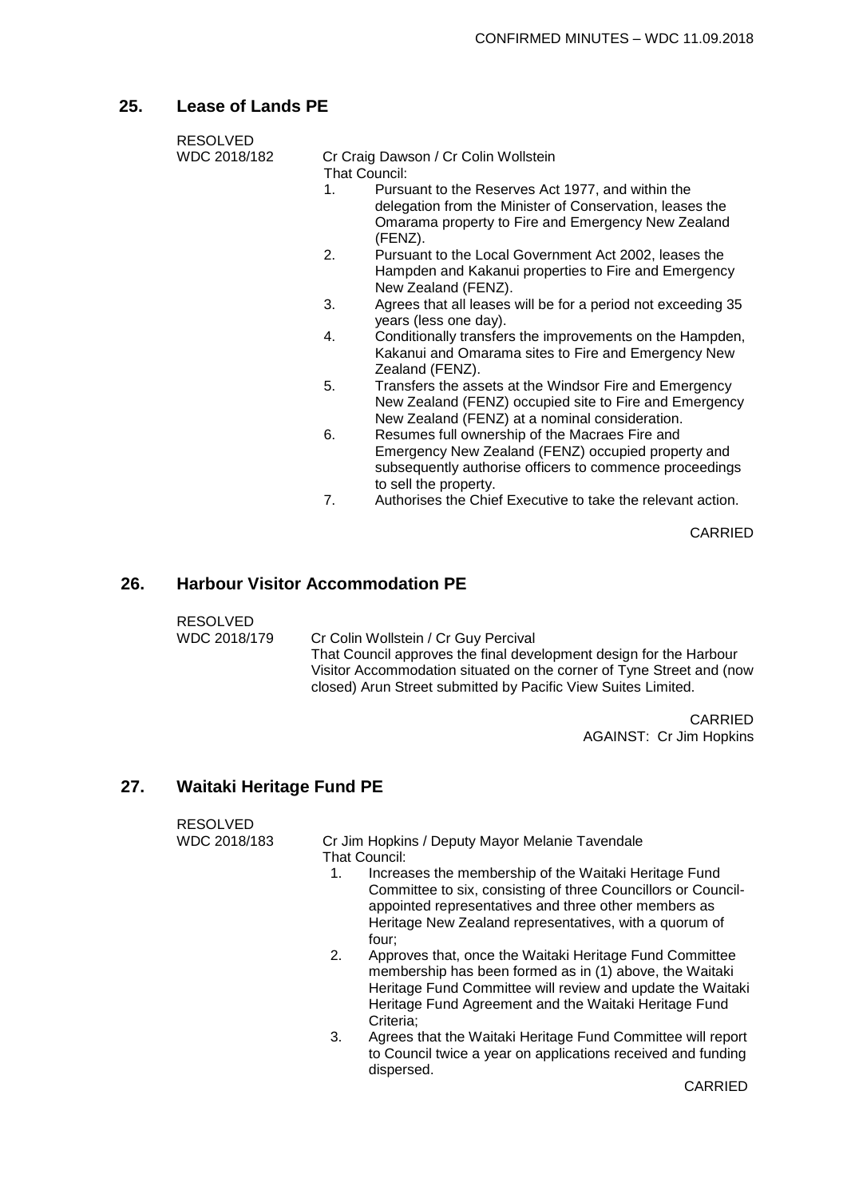## 25. Lease of Lands PE

RESOLVED
WDC 2018/182

Cr Craig Dawson / Cr Colin Wollstein

That Council:

1. Pursuant to the Reserves Act 1977, and within the delegation from the Minister of Conservation, leases the Omarama property to Fire and Emergency New Zealand (FENZ).
2. Pursuant to the Local Government Act 2002, leases the Hampden and Kakanui properties to Fire and Emergency New Zealand (FENZ).
3. Agrees that all leases will be for a period not exceeding 35 years (less one day).
4. Conditionally transfers the improvements on the Hampden, Kakanui and Omarama sites to Fire and Emergency New Zealand (FENZ).
5. Transfers the assets at the Windsor Fire and Emergency New Zealand (FENZ) occupied site to Fire and Emergency New Zealand (FENZ) at a nominal consideration.
6. Resumes full ownership of the Macraes Fire and Emergency New Zealand (FENZ) occupied property and subsequently authorise officers to commence proceedings to sell the property.
7. Authorises the Chief Executive to take the relevant action.

CARRIED

## 26. Harbour Visitor Accommodation PE

RESOLVED
WDC 2018/179

Cr Colin Wollstein / Cr Guy Percival

That Council approves the final development design for the Harbour Visitor Accommodation situated on the corner of Tyne Street and (now closed) Arun Street submitted by Pacific View Suites Limited.

CARRIED
AGAINST: Cr Jim Hopkins

## 27. Waitaki Heritage Fund PE

RESOLVED
WDC 2018/183

Cr Jim Hopkins / Deputy Mayor Melanie Tavendale

That Council:

1. Increases the membership of the Waitaki Heritage Fund Committee to six, consisting of three Councillors or Council-appointed representatives and three other members as Heritage New Zealand representatives, with a quorum of four;
2. Approves that, once the Waitaki Heritage Fund Committee membership has been formed as in (1) above, the Waitaki Heritage Fund Committee will review and update the Waitaki Heritage Fund Agreement and the Waitaki Heritage Fund Criteria;
3. Agrees that the Waitaki Heritage Fund Committee will report to Council twice a year on applications received and funding dispersed.

CARRIED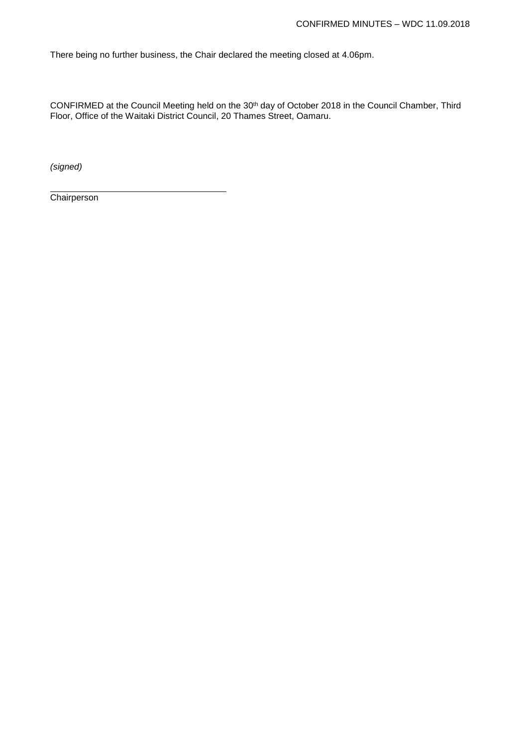There being no further business, the Chair declared the meeting closed at 4.06pm.

CONFIRMED at the Council Meeting held on the 30th day of October 2018 in the Council Chamber, Third Floor, Office of the Waitaki District Council, 20 Thames Street, Oamaru.

*(signed)*

Chairperson